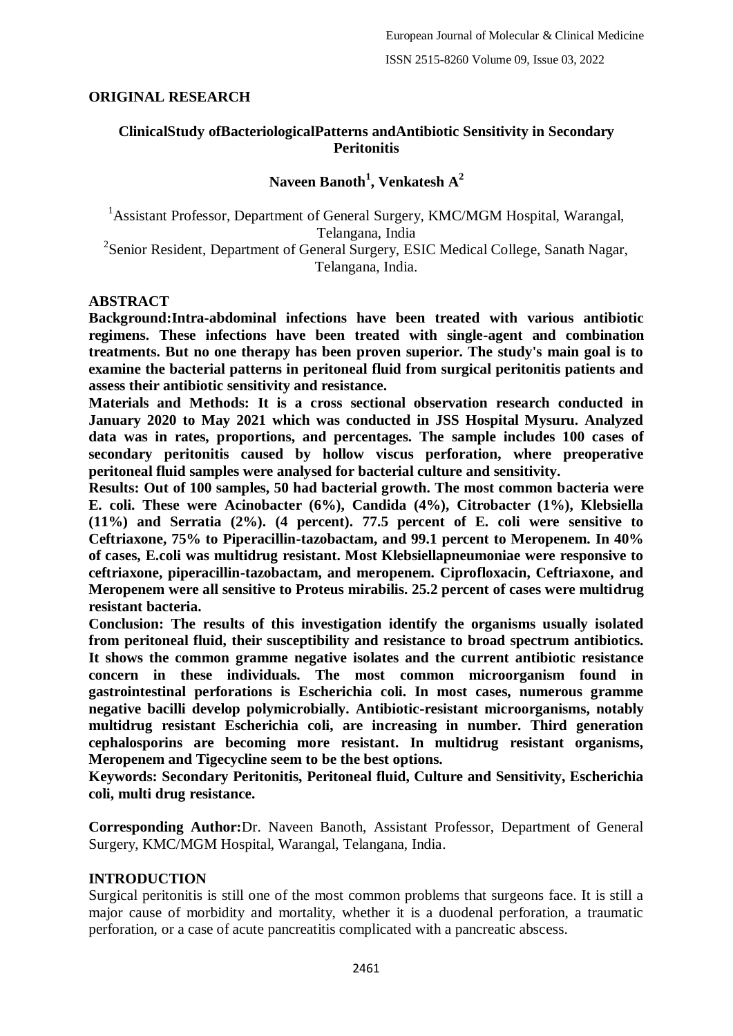## ORIGINAL RESEARCH

# ClinicalStudy ofBacteriologicalPatterns andAntibiotic Sensitivity in Secondary Peritonitis

**Naveen Banoth[1], Venkatesh A[2]**

[1]Assistant Professor, Department of General Surgery, KMC/MGM Hospital, Warangal, Telangana, India

[2]Senior Resident, Department of General Surgery, ESIC Medical College, Sanath Nagar, Telangana, India.

## ABSTRACT

**Background:Intra-abdominal infections have been treated with various antibiotic regimens. These infections have been treated with single-agent and combination treatments. But no one therapy has been proven superior. The study's main goal is to examine the bacterial patterns in peritoneal fluid from surgical peritonitis patients and assess their antibiotic sensitivity and resistance.**

**Materials and Methods: It is a cross sectional observation research conducted in January 2020 to May 2021 which was conducted in JSS Hospital Mysuru. Analyzed data was in rates, proportions, and percentages. The sample includes 100 cases of secondary peritonitis caused by hollow viscus perforation, where preoperative peritoneal fluid samples were analysed for bacterial culture and sensitivity.**

**Results: Out of 100 samples, 50 had bacterial growth. The most common bacteria were E. coli. These were Acinobacter (6%), Candida (4%), Citrobacter (1%), Klebsiella (11%) and Serratia (2%). (4 percent). 77.5 percent of E. coli were sensitive to Ceftriaxone, 75% to Piperacillin-tazobactam, and 99.1 percent to Meropenem. In 40% of cases, E.coli was multidrug resistant. Most Klebsiellapneumoniae were responsive to ceftriaxone, piperacillin-tazobactam, and meropenem. Ciprofloxacin, Ceftriaxone, and Meropenem were all sensitive to Proteus mirabilis. 25.2 percent of cases were multidrug resistant bacteria.**

**Conclusion: The results of this investigation identify the organisms usually isolated from peritoneal fluid, their susceptibility and resistance to broad spectrum antibiotics. It shows the common gramme negative isolates and the current antibiotic resistance concern in these individuals. The most common microorganism found in gastrointestinal perforations is Escherichia coli. In most cases, numerous gramme negative bacilli develop polymicrobially. Antibiotic-resistant microorganisms, notably multidrug resistant Escherichia coli, are increasing in number. Third generation cephalosporins are becoming more resistant. In multidrug resistant organisms, Meropenem and Tigecycline seem to be the best options.**

**Keywords: Secondary Peritonitis, Peritoneal fluid, Culture and Sensitivity, Escherichia coli, multi drug resistance.**

**Corresponding Author:**Dr. Naveen Banoth, Assistant Professor, Department of General Surgery, KMC/MGM Hospital, Warangal, Telangana, India.

## INTRODUCTION

Surgical peritonitis is still one of the most common problems that surgeons face. It is still a major cause of morbidity and mortality, whether it is a duodenal perforation, a traumatic perforation, or a case of acute pancreatitis complicated with a pancreatic abscess.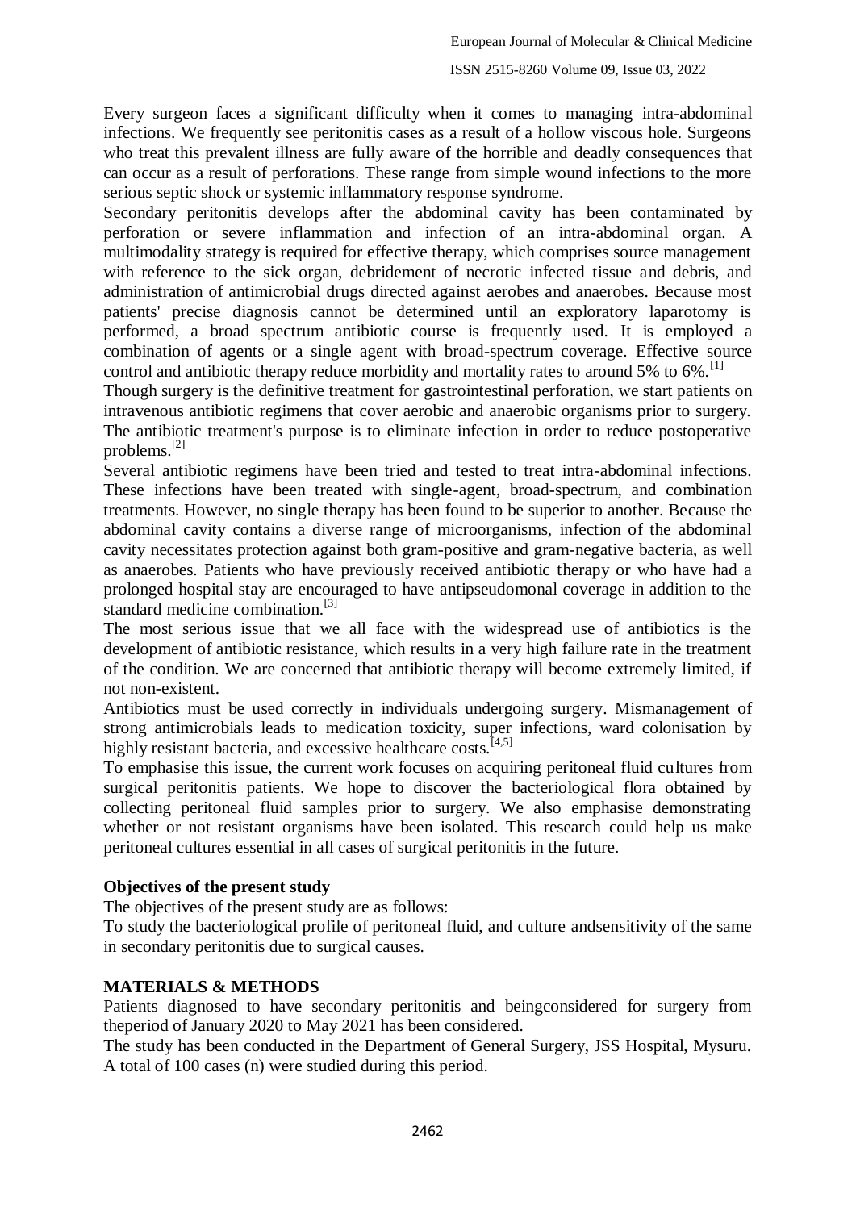Every surgeon faces a significant difficulty when it comes to managing intra-abdominal infections. We frequently see peritonitis cases as a result of a hollow viscous hole. Surgeons who treat this prevalent illness are fully aware of the horrible and deadly consequences that can occur as a result of perforations. These range from simple wound infections to the more serious septic shock or systemic inflammatory response syndrome.

Secondary peritonitis develops after the abdominal cavity has been contaminated by perforation or severe inflammation and infection of an intra-abdominal organ. A multimodality strategy is required for effective therapy, which comprises source management with reference to the sick organ, debridement of necrotic infected tissue and debris, and administration of antimicrobial drugs directed against aerobes and anaerobes. Because most patients' precise diagnosis cannot be determined until an exploratory laparotomy is performed, a broad spectrum antibiotic course is frequently used. It is employed a combination of agents or a single agent with broad-spectrum coverage. Effective source control and antibiotic therapy reduce morbidity and mortality rates to around 5% to 6%.[1]

Though surgery is the definitive treatment for gastrointestinal perforation, we start patients on intravenous antibiotic regimens that cover aerobic and anaerobic organisms prior to surgery. The antibiotic treatment's purpose is to eliminate infection in order to reduce postoperative problems.[2]

Several antibiotic regimens have been tried and tested to treat intra-abdominal infections. These infections have been treated with single-agent, broad-spectrum, and combination treatments. However, no single therapy has been found to be superior to another. Because the abdominal cavity contains a diverse range of microorganisms, infection of the abdominal cavity necessitates protection against both gram-positive and gram-negative bacteria, as well as anaerobes. Patients who have previously received antibiotic therapy or who have had a prolonged hospital stay are encouraged to have antipseudomonal coverage in addition to the standard medicine combination.[3]

The most serious issue that we all face with the widespread use of antibiotics is the development of antibiotic resistance, which results in a very high failure rate in the treatment of the condition. We are concerned that antibiotic therapy will become extremely limited, if not non-existent.

Antibiotics must be used correctly in individuals undergoing surgery. Mismanagement of strong antimicrobials leads to medication toxicity, super infections, ward colonisation by highly resistant bacteria, and excessive healthcare costs.[4,5]

To emphasise this issue, the current work focuses on acquiring peritoneal fluid cultures from surgical peritonitis patients. We hope to discover the bacteriological flora obtained by collecting peritoneal fluid samples prior to surgery. We also emphasise demonstrating whether or not resistant organisms have been isolated. This research could help us make peritoneal cultures essential in all cases of surgical peritonitis in the future.

**Objectives of the present study**

The objectives of the present study are as follows:

To study the bacteriological profile of peritoneal fluid, and culture andsensitivity of the same in secondary peritonitis due to surgical causes.

## MATERIALS & METHODS

Patients diagnosed to have secondary peritonitis and beingconsidered for surgery from theperiod of January 2020 to May 2021 has been considered.

The study has been conducted in the Department of General Surgery, JSS Hospital, Mysuru. A total of 100 cases (n) were studied during this period.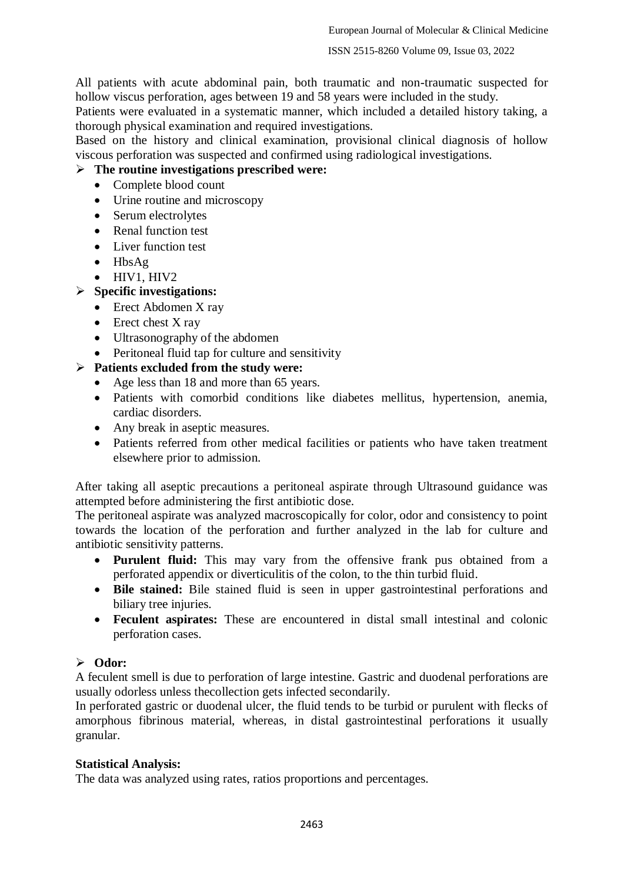All patients with acute abdominal pain, both traumatic and non-traumatic suspected for hollow viscus perforation, ages between 19 and 58 years were included in the study.

Patients were evaluated in a systematic manner, which included a detailed history taking, a thorough physical examination and required investigations.

Based on the history and clinical examination, provisional clinical diagnosis of hollow viscous perforation was suspected and confirmed using radiological investigations.

- **The routine investigations prescribed were:**
  - Complete blood count
  - Urine routine and microscopy
  - Serum electrolytes
  - Renal function test
  - Liver function test
  - HbsAg
  - HIV1, HIV2
- **Specific investigations:**
  - Erect Abdomen X ray
  - Erect chest X ray
  - Ultrasonography of the abdomen
  - Peritoneal fluid tap for culture and sensitivity
- **Patients excluded from the study were:**
  - Age less than 18 and more than 65 years.
  - Patients with comorbid conditions like diabetes mellitus, hypertension, anemia, cardiac disorders.
  - Any break in aseptic measures.
  - Patients referred from other medical facilities or patients who have taken treatment elsewhere prior to admission.

After taking all aseptic precautions a peritoneal aspirate through Ultrasound guidance was attempted before administering the first antibiotic dose.

The peritoneal aspirate was analyzed macroscopically for color, odor and consistency to point towards the location of the perforation and further analyzed in the lab for culture and antibiotic sensitivity patterns.

- **Purulent fluid:** This may vary from the offensive frank pus obtained from a perforated appendix or diverticulitis of the colon, to the thin turbid fluid.
- **Bile stained:** Bile stained fluid is seen in upper gastrointestinal perforations and biliary tree injuries.
- **Feculent aspirates:** These are encountered in distal small intestinal and colonic perforation cases.

- **Odor:**

A feculent smell is due to perforation of large intestine. Gastric and duodenal perforations are usually odorless unless thecollection gets infected secondarily.

In perforated gastric or duodenal ulcer, the fluid tends to be turbid or purulent with flecks of amorphous fibrinous material, whereas, in distal gastrointestinal perforations it usually granular.

**Statistical Analysis:**

The data was analyzed using rates, ratios proportions and percentages.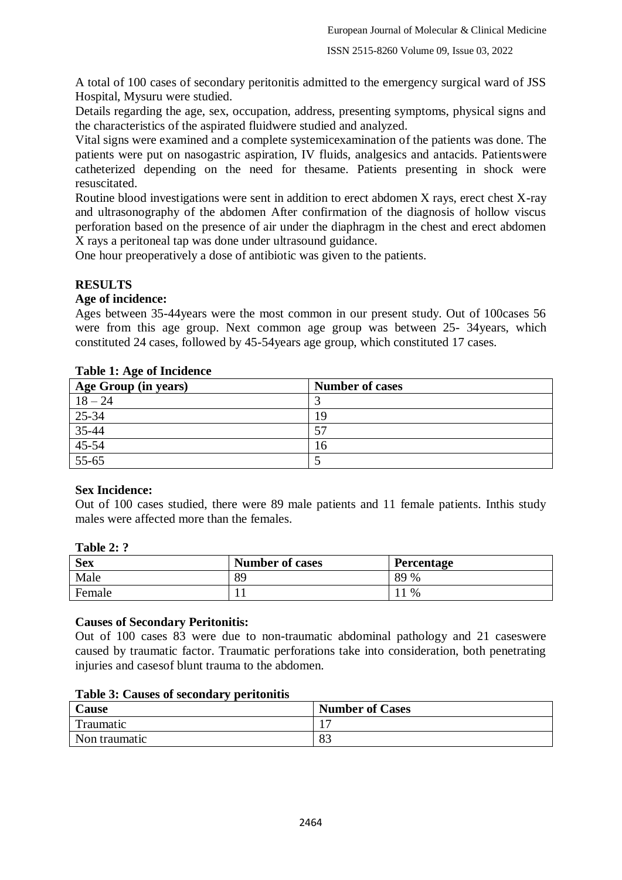A total of 100 cases of secondary peritonitis admitted to the emergency surgical ward of JSS Hospital, Mysuru were studied.

Details regarding the age, sex, occupation, address, presenting symptoms, physical signs and the characteristics of the aspirated fluidwere studied and analyzed.

Vital signs were examined and a complete systemicexamination of the patients was done. The patients were put on nasogastric aspiration, IV fluids, analgesics and antacids. Patientswere catheterized depending on the need for thesame. Patients presenting in shock were resuscitated.

Routine blood investigations were sent in addition to erect abdomen X rays, erect chest X-ray and ultrasonography of the abdomen After confirmation of the diagnosis of hollow viscus perforation based on the presence of air under the diaphragm in the chest and erect abdomen X rays a peritoneal tap was done under ultrasound guidance.

One hour preoperatively a dose of antibiotic was given to the patients.

## RESULTS

### Age of incidence:

Ages between 35-44years were the most common in our present study. Out of 100cases 56 were from this age group. Next common age group was between 25- 34years, which constituted 24 cases, followed by 45-54years age group, which constituted 17 cases.

**Table 1: Age of Incidence**

| Age Group (in years) | Number of cases |
|---|---|
| 18 – 24 | 3 |
| 25-34 | 19 |
| 35-44 | 57 |
| 45-54 | 16 |
| 55-65 | 5 |

### Sex Incidence:

Out of 100 cases studied, there were 89 male patients and 11 female patients. Inthis study males were affected more than the females.

**Table 2: ?**

| Sex | Number of cases | Percentage |
|---|---|---|
| Male | 89 | 89 % |
| Female | 11 | 11 % |

### Causes of Secondary Peritonitis:

Out of 100 cases 83 were due to non-traumatic abdominal pathology and 21 caseswere caused by traumatic factor. Traumatic perforations take into consideration, both penetrating injuries and casesof blunt trauma to the abdomen.

**Table 3: Causes of secondary peritonitis**

| Cause | Number of Cases |
|---|---|
| Traumatic | 17 |
| Non traumatic | 83 |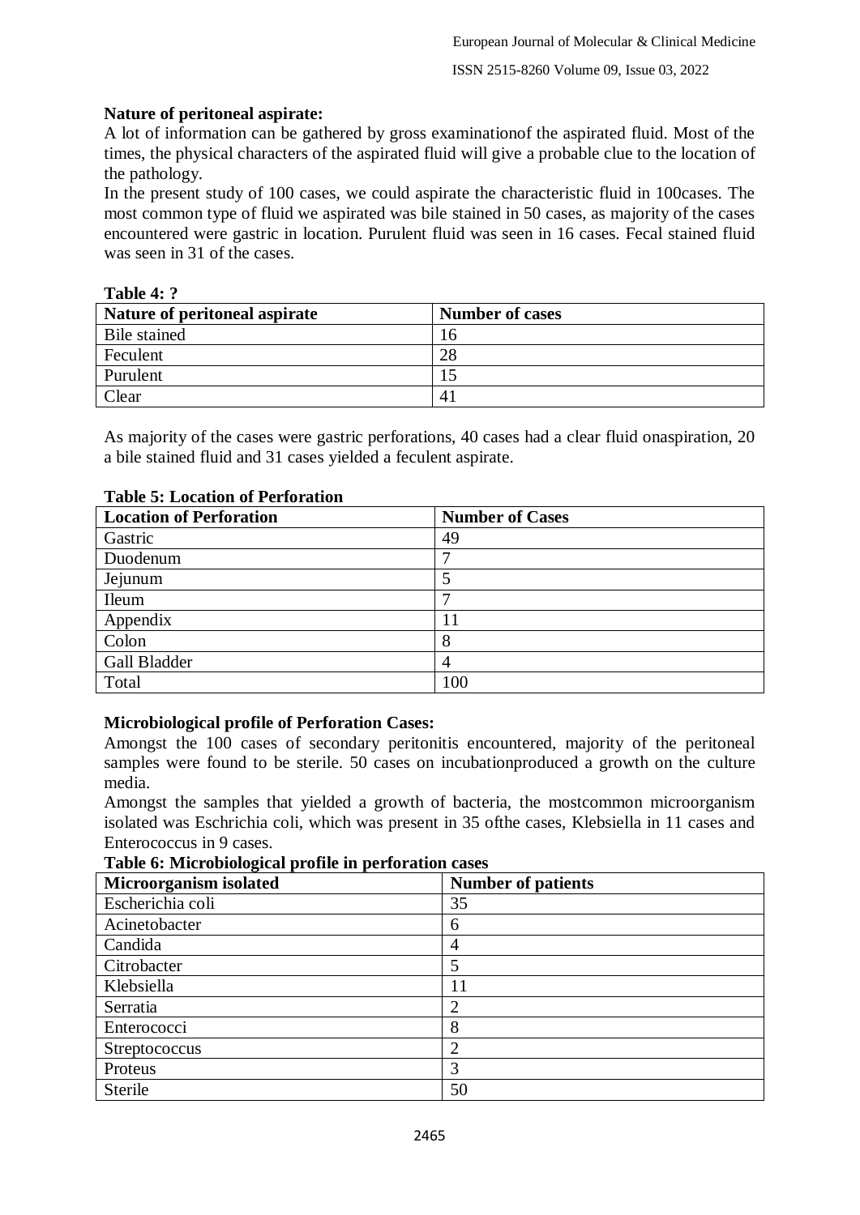**Nature of peritoneal aspirate:**

A lot of information can be gathered by gross examinationof the aspirated fluid. Most of the times, the physical characters of the aspirated fluid will give a probable clue to the location of the pathology.

In the present study of 100 cases, we could aspirate the characteristic fluid in 100cases. The most common type of fluid we aspirated was bile stained in 50 cases, as majority of the cases encountered were gastric in location. Purulent fluid was seen in 16 cases. Fecal stained fluid was seen in 31 of the cases.

**Table 4: ?**

| Nature of peritoneal aspirate | Number of cases |
|---|---|
| Bile stained | 16 |
| Feculent | 28 |
| Purulent | 15 |
| Clear | 41 |

As majority of the cases were gastric perforations, 40 cases had a clear fluid onaspiration, 20 a bile stained fluid and 31 cases yielded a feculent aspirate.

**Table 5: Location of Perforation**

| Location of Perforation | Number of Cases |
|---|---|
| Gastric | 49 |
| Duodenum | 7 |
| Jejunum | 5 |
| Ileum | 7 |
| Appendix | 11 |
| Colon | 8 |
| Gall Bladder | 4 |
| Total | 100 |

**Microbiological profile of Perforation Cases:**

Amongst the 100 cases of secondary peritonitis encountered, majority of the peritoneal samples were found to be sterile. 50 cases on incubationproduced a growth on the culture media.

Amongst the samples that yielded a growth of bacteria, the mostcommon microorganism isolated was Eschrichia coli, which was present in 35 ofthe cases, Klebsiella in 11 cases and Enterococcus in 9 cases.

**Table 6: Microbiological profile in perforation cases**

| Microorganism isolated | Number of patients |
|---|---|
| Escherichia coli | 35 |
| Acinetobacter | 6 |
| Candida | 4 |
| Citrobacter | 5 |
| Klebsiella | 11 |
| Serratia | 2 |
| Enterococci | 8 |
| Streptococcus | 2 |
| Proteus | 3 |
| Sterile | 50 |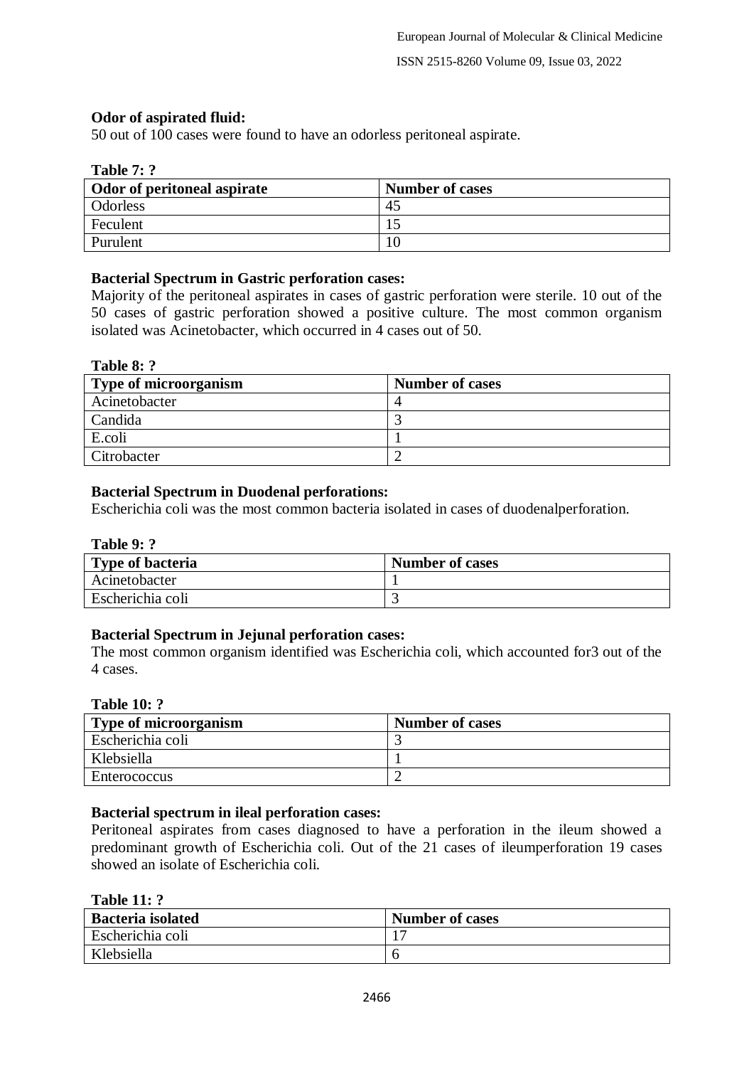**Odor of aspirated fluid:**

50 out of 100 cases were found to have an odorless peritoneal aspirate.

**Table 7: ?**

| Odor of peritoneal aspirate | Number of cases |
|---|---|
| Odorless | 45 |
| Feculent | 15 |
| Purulent | 10 |

**Bacterial Spectrum in Gastric perforation cases:**

Majority of the peritoneal aspirates in cases of gastric perforation were sterile. 10 out of the 50 cases of gastric perforation showed a positive culture. The most common organism isolated was Acinetobacter, which occurred in 4 cases out of 50.

**Table 8: ?**

| Type of microorganism | Number of cases |
|---|---|
| Acinetobacter | 4 |
| Candida | 3 |
| E.coli | 1 |
| Citrobacter | 2 |

**Bacterial Spectrum in Duodenal perforations:**

Escherichia coli was the most common bacteria isolated in cases of duodenalperforation.

**Table 9: ?**

| Type of bacteria | Number of cases |
|---|---|
| Acinetobacter | 1 |
| Escherichia coli | 3 |

**Bacterial Spectrum in Jejunal perforation cases:**

The most common organism identified was Escherichia coli, which accounted for3 out of the 4 cases.

**Table 10: ?**

| Type of microorganism | Number of cases |
|---|---|
| Escherichia coli | 3 |
| Klebsiella | 1 |
| Enterococcus | 2 |

**Bacterial spectrum in ileal perforation cases:**

Peritoneal aspirates from cases diagnosed to have a perforation in the ileum showed a predominant growth of Escherichia coli. Out of the 21 cases of ileumperforation 19 cases showed an isolate of Escherichia coli.

**Table 11: ?**

| Bacteria isolated | Number of cases |
|---|---|
| Escherichia coli | 17 |
| Klebsiella | 6 |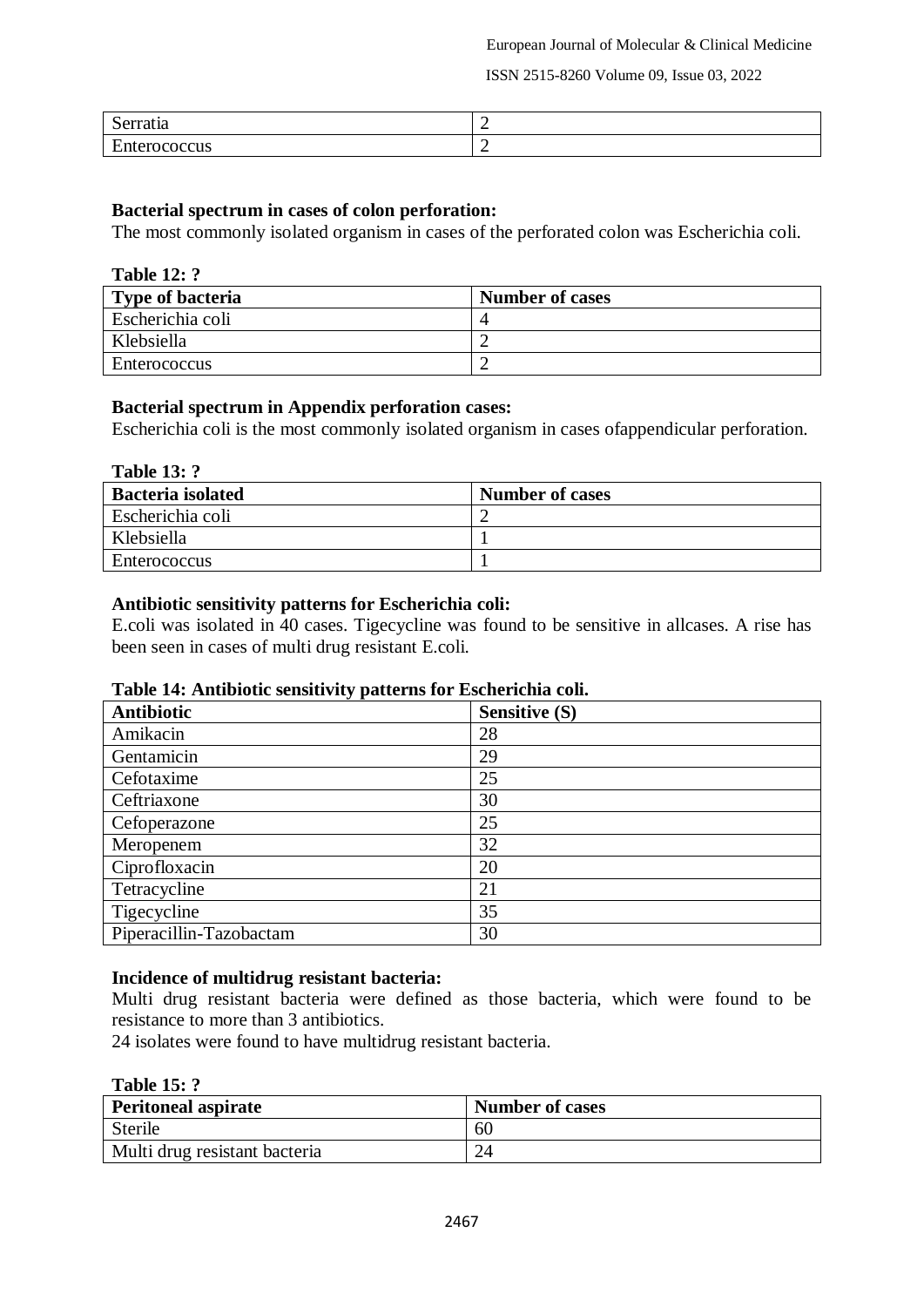| Serratia | 2 |
|---|---|
| Enterococcus | 2 |

**Bacterial spectrum in cases of colon perforation:**

The most commonly isolated organism in cases of the perforated colon was Escherichia coli.

**Table 12: ?**

| Type of bacteria | Number of cases |
|---|---|
| Escherichia coli | 4 |
| Klebsiella | 2 |
| Enterococcus | 2 |

**Bacterial spectrum in Appendix perforation cases:**

Escherichia coli is the most commonly isolated organism in cases ofappendicular perforation.

**Table 13: ?**

| Bacteria isolated | Number of cases |
|---|---|
| Escherichia coli | 2 |
| Klebsiella | 1 |
| Enterococcus | 1 |

**Antibiotic sensitivity patterns for Escherichia coli:**

E.coli was isolated in 40 cases. Tigecycline was found to be sensitive in allcases. A rise has been seen in cases of multi drug resistant E.coli.

**Table 14: Antibiotic sensitivity patterns for Escherichia coli.**

| Antibiotic | Sensitive (S) |
|---|---|
| Amikacin | 28 |
| Gentamicin | 29 |
| Cefotaxime | 25 |
| Ceftriaxone | 30 |
| Cefoperazone | 25 |
| Meropenem | 32 |
| Ciprofloxacin | 20 |
| Tetracycline | 21 |
| Tigecycline | 35 |
| Piperacillin-Tazobactam | 30 |

**Incidence of multidrug resistant bacteria:**

Multi drug resistant bacteria were defined as those bacteria, which were found to be resistance to more than 3 antibiotics.

24 isolates were found to have multidrug resistant bacteria.

**Table 15: ?**

| Peritoneal aspirate | Number of cases |
|---|---|
| Sterile | 60 |
| Multi drug resistant bacteria | 24 |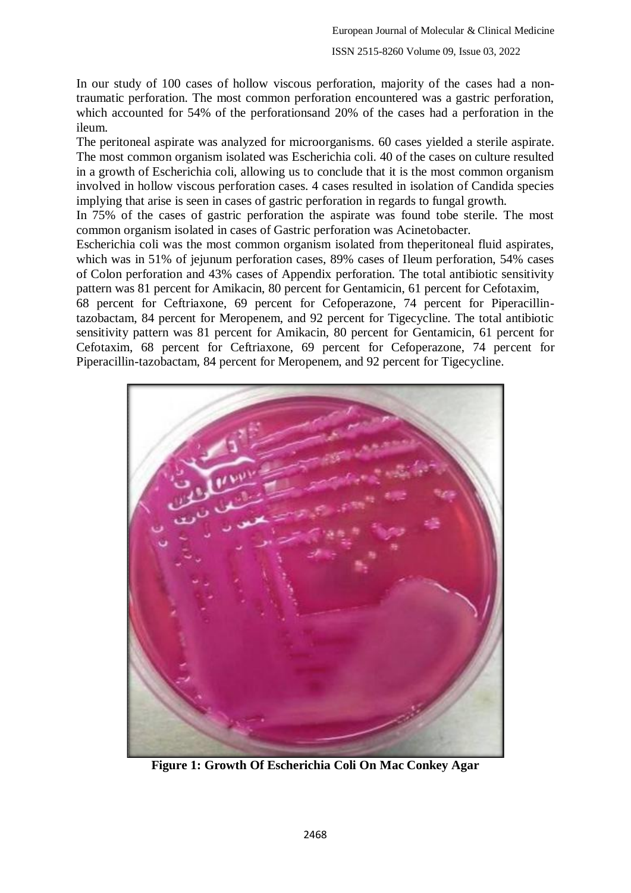In our study of 100 cases of hollow viscous perforation, majority of the cases had a non-traumatic perforation. The most common perforation encountered was a gastric perforation, which accounted for 54% of the perforationsand 20% of the cases had a perforation in the ileum.

The peritoneal aspirate was analyzed for microorganisms. 60 cases yielded a sterile aspirate. The most common organism isolated was Escherichia coli. 40 of the cases on culture resulted in a growth of Escherichia coli, allowing us to conclude that it is the most common organism involved in hollow viscous perforation cases. 4 cases resulted in isolation of Candida species implying that arise is seen in cases of gastric perforation in regards to fungal growth.

In 75% of the cases of gastric perforation the aspirate was found tobe sterile. The most common organism isolated in cases of Gastric perforation was Acinetobacter.

Escherichia coli was the most common organism isolated from theperitoneal fluid aspirates, which was in 51% of jejunum perforation cases, 89% cases of Ileum perforation, 54% cases of Colon perforation and 43% cases of Appendix perforation. The total antibiotic sensitivity pattern was 81 percent for Amikacin, 80 percent for Gentamicin, 61 percent for Cefotaxim, 68 percent for Ceftriaxone, 69 percent for Cefoperazone, 74 percent for Piperacillin-tazobactam, 84 percent for Meropenem, and 92 percent for Tigecycline. The total antibiotic sensitivity pattern was 81 percent for Amikacin, 80 percent for Gentamicin, 61 percent for Cefotaxim, 68 percent for Ceftriaxone, 69 percent for Cefoperazone, 74 percent for Piperacillin-tazobactam, 84 percent for Meropenem, and 92 percent for Tigecycline.

**Figure 1: Growth Of Escherichia Coli On Mac Conkey Agar**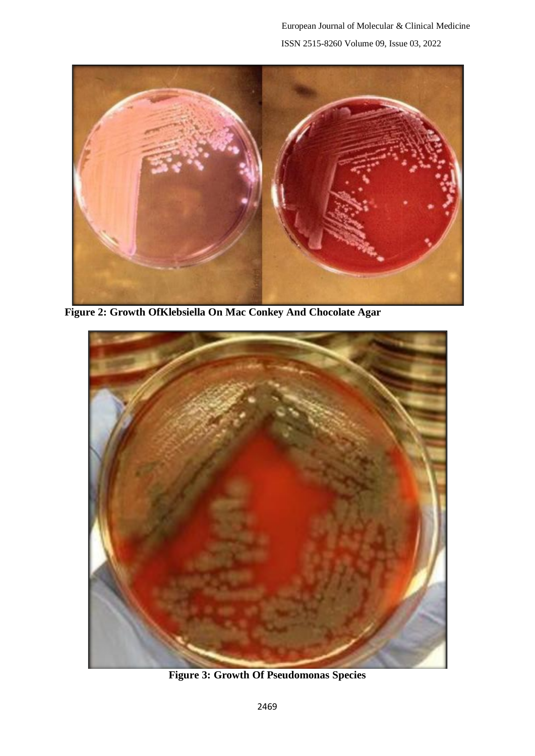Figure 2: Growth OfKlebsiella On Mac Conkey And Chocolate Agar

Figure 3: Growth Of Pseudomonas Species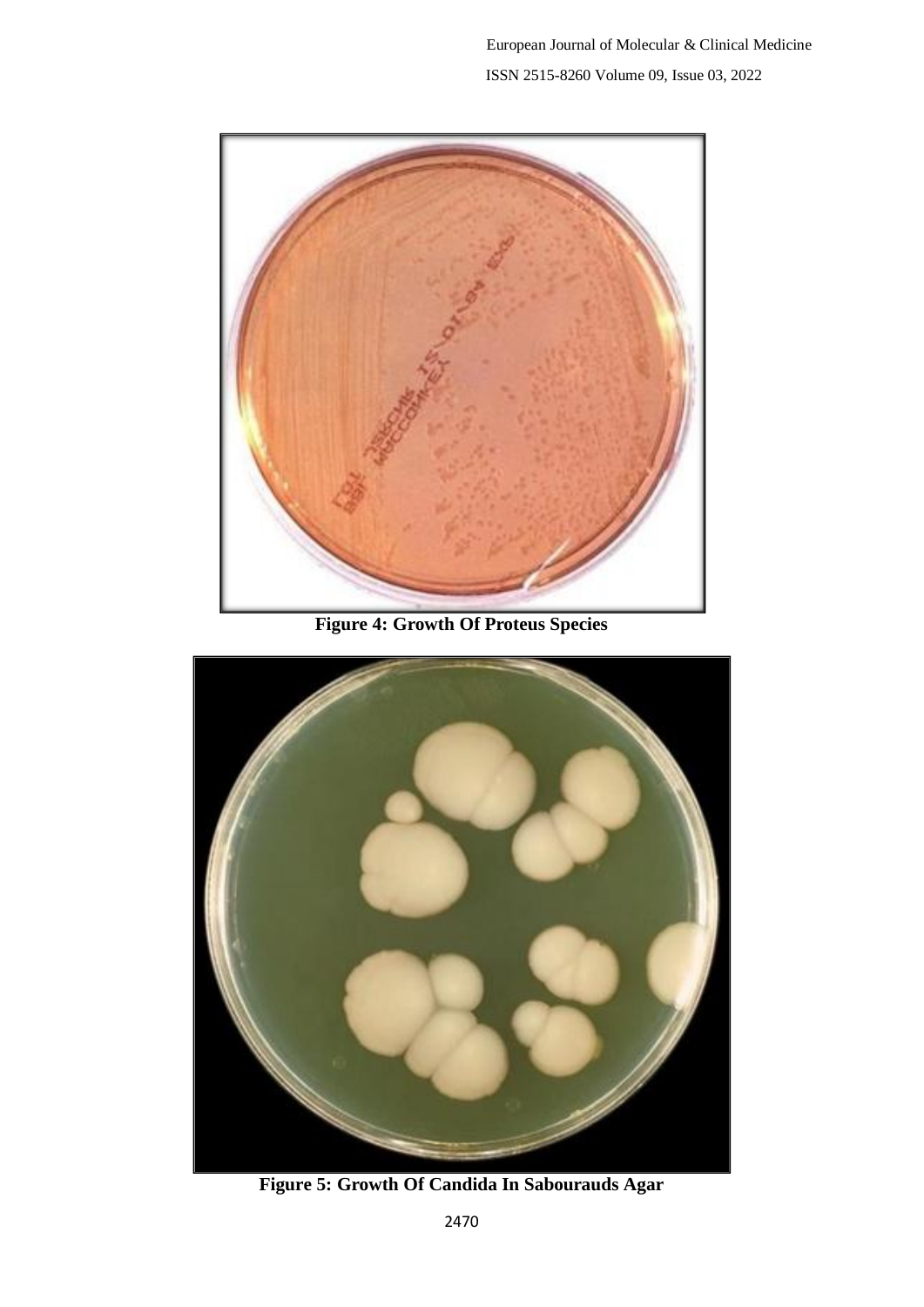**Figure 4: Growth Of Proteus Species**

**Figure 5: Growth Of Candida In Sabourauds Agar**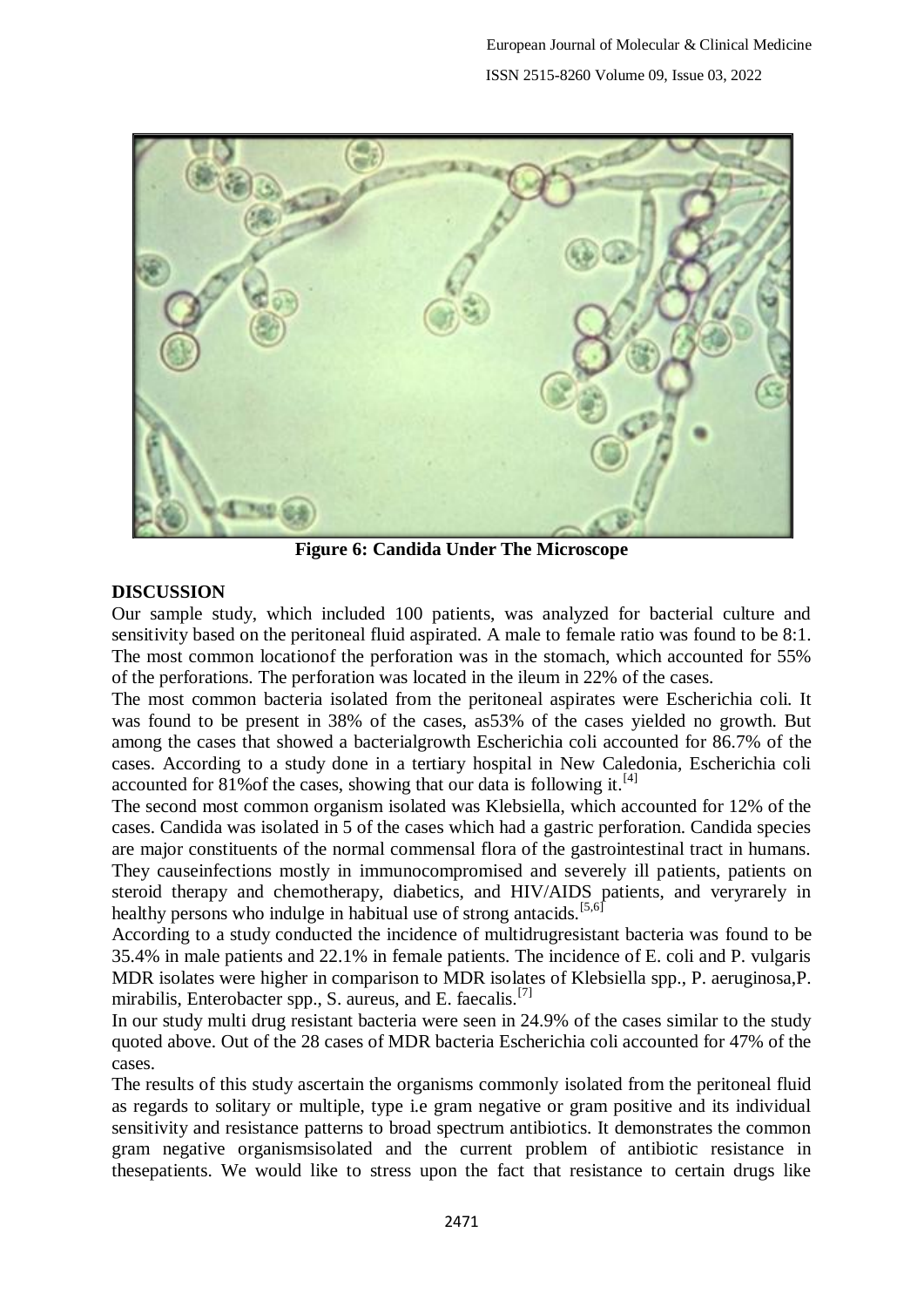**Figure 6: Candida Under The Microscope**

## DISCUSSION

Our sample study, which included 100 patients, was analyzed for bacterial culture and sensitivity based on the peritoneal fluid aspirated. A male to female ratio was found to be 8:1. The most common locationof the perforation was in the stomach, which accounted for 55% of the perforations. The perforation was located in the ileum in 22% of the cases.

The most common bacteria isolated from the peritoneal aspirates were Escherichia coli. It was found to be present in 38% of the cases, as53% of the cases yielded no growth. But among the cases that showed a bacterialgrowth Escherichia coli accounted for 86.7% of the cases. According to a study done in a tertiary hospital in New Caledonia, Escherichia coli accounted for 81%of the cases, showing that our data is following it.[4]

The second most common organism isolated was Klebsiella, which accounted for 12% of the cases. Candida was isolated in 5 of the cases which had a gastric perforation. Candida species are major constituents of the normal commensal flora of the gastrointestinal tract in humans. They causeinfections mostly in immunocompromised and severely ill patients, patients on steroid therapy and chemotherapy, diabetics, and HIV/AIDS patients, and veryrarely in healthy persons who indulge in habitual use of strong antacids.[5,6]

According to a study conducted the incidence of multidrugresistant bacteria was found to be 35.4% in male patients and 22.1% in female patients. The incidence of E. coli and P. vulgaris MDR isolates were higher in comparison to MDR isolates of Klebsiella spp., P. aeruginosa,P. mirabilis, Enterobacter spp., S. aureus, and E. faecalis.[7]

In our study multi drug resistant bacteria were seen in 24.9% of the cases similar to the study quoted above. Out of the 28 cases of MDR bacteria Escherichia coli accounted for 47% of the cases.

The results of this study ascertain the organisms commonly isolated from the peritoneal fluid as regards to solitary or multiple, type i.e gram negative or gram positive and its individual sensitivity and resistance patterns to broad spectrum antibiotics. It demonstrates the common gram negative organismsisolated and the current problem of antibiotic resistance in thesepatients. We would like to stress upon the fact that resistance to certain drugs like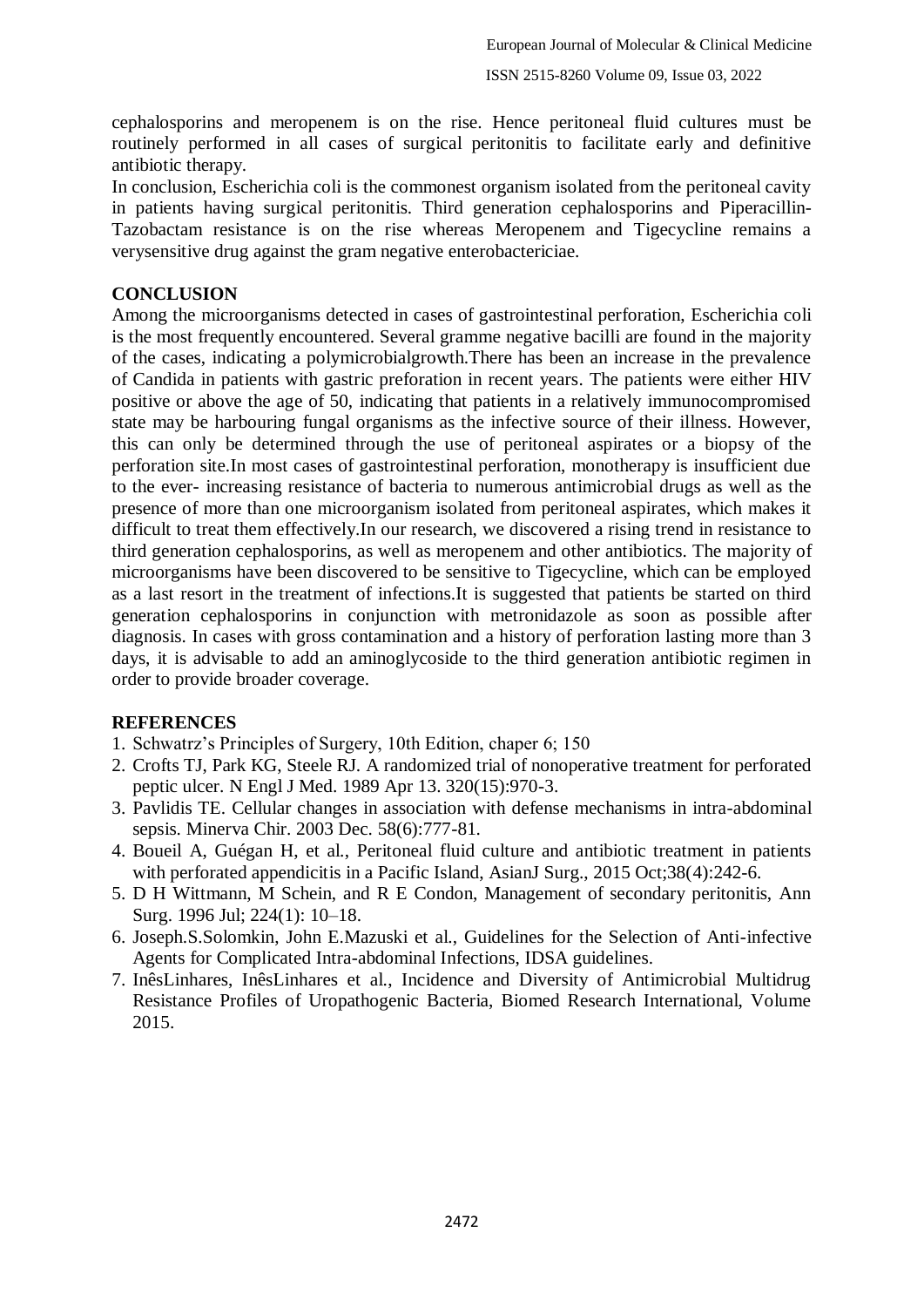cephalosporins and meropenem is on the rise. Hence peritoneal fluid cultures must be routinely performed in all cases of surgical peritonitis to facilitate early and definitive antibiotic therapy.

In conclusion, Escherichia coli is the commonest organism isolated from the peritoneal cavity in patients having surgical peritonitis. Third generation cephalosporins and Piperacillin-Tazobactam resistance is on the rise whereas Meropenem and Tigecycline remains a verysensitive drug against the gram negative enterobactericiae.

## CONCLUSION

Among the microorganisms detected in cases of gastrointestinal perforation, Escherichia coli is the most frequently encountered. Several gramme negative bacilli are found in the majority of the cases, indicating a polymicrobialgrowth.There has been an increase in the prevalence of Candida in patients with gastric preforation in recent years. The patients were either HIV positive or above the age of 50, indicating that patients in a relatively immunocompromised state may be harbouring fungal organisms as the infective source of their illness. However, this can only be determined through the use of peritoneal aspirates or a biopsy of the perforation site.In most cases of gastrointestinal perforation, monotherapy is insufficient due to the ever- increasing resistance of bacteria to numerous antimicrobial drugs as well as the presence of more than one microorganism isolated from peritoneal aspirates, which makes it difficult to treat them effectively.In our research, we discovered a rising trend in resistance to third generation cephalosporins, as well as meropenem and other antibiotics. The majority of microorganisms have been discovered to be sensitive to Tigecycline, which can be employed as a last resort in the treatment of infections.It is suggested that patients be started on third generation cephalosporins in conjunction with metronidazole as soon as possible after diagnosis. In cases with gross contamination and a history of perforation lasting more than 3 days, it is advisable to add an aminoglycoside to the third generation antibiotic regimen in order to provide broader coverage.

## REFERENCES

1. Schwatrz's Principles of Surgery, 10th Edition, chaper 6; 150
2. Crofts TJ, Park KG, Steele RJ. A randomized trial of nonoperative treatment for perforated peptic ulcer. N Engl J Med. 1989 Apr 13. 320(15):970-3.
3. Pavlidis TE. Cellular changes in association with defense mechanisms in intra-abdominal sepsis. Minerva Chir. 2003 Dec. 58(6):777-81.
4. Boueil A, Guégan H, et al., Peritoneal fluid culture and antibiotic treatment in patients with perforated appendicitis in a Pacific Island, AsianJ Surg., 2015 Oct;38(4):242-6.
5. D H Wittmann, M Schein, and R E Condon, Management of secondary peritonitis, Ann Surg. 1996 Jul; 224(1): 10–18.
6. Joseph.S.Solomkin, John E.Mazuski et al., Guidelines for the Selection of Anti-infective Agents for Complicated Intra-abdominal Infections, IDSA guidelines.
7. InêsLinhares, InêsLinhares et al., Incidence and Diversity of Antimicrobial Multidrug Resistance Profiles of Uropathogenic Bacteria, Biomed Research International, Volume 2015.